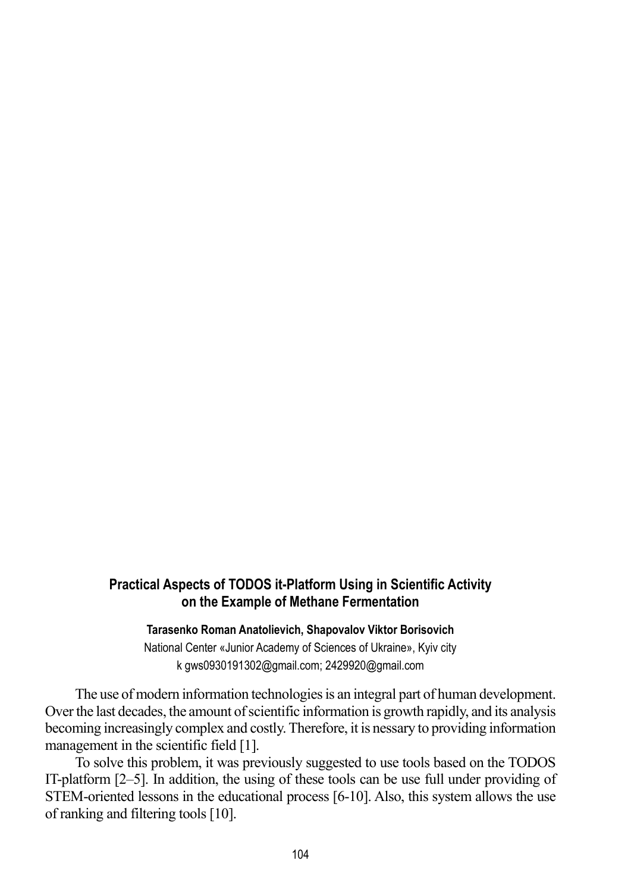# Practical Aspects of TODOS it-Platform Using in Scientific Activity on the Example of Methane Fermentation

**Tarasenko Roman Anatolievich, Shapovalov Viktor Borisovich**

National Center «Junior Academy of Sciences of Ukraine», Kyiv city

k gws0930191302@gmail.com; 2429920@gmail.com

The use of modern information technologies is an integral part of human development. Over the last decades, the amount of scientific information is growth rapidly, and its analysis becoming increasingly complex and costly. Therefore, it is nessary to providing information management in the scientific field [1].

To solve this problem, it was previously suggested to use tools based on the TODOS IT-platform [2–5]. In addition, the using of these tools can be use full under providing of STEM-oriented lessons in the educational process [6-10]. Also, this system allows the use of ranking and filtering tools [10].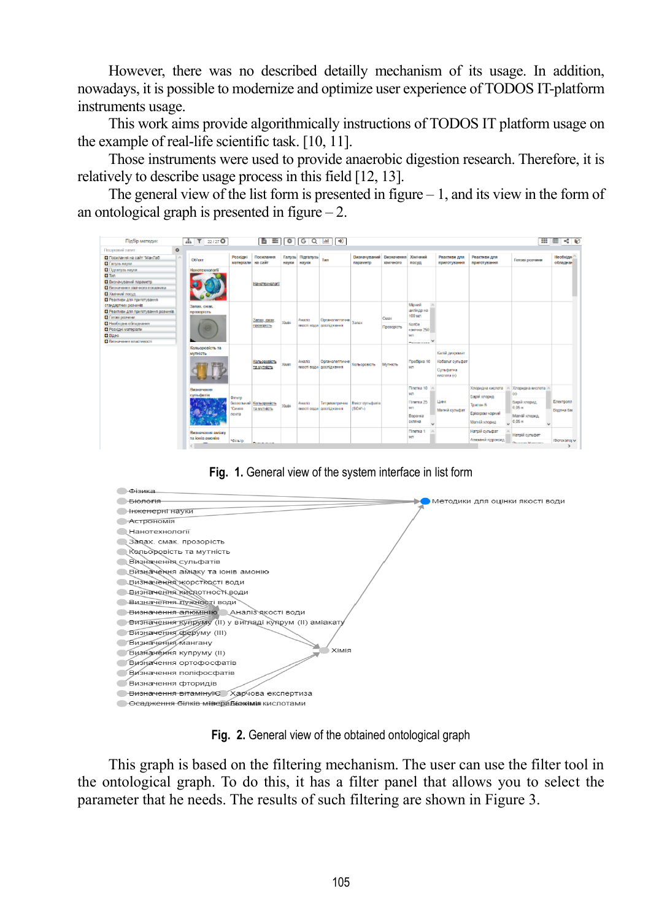However, there was no described detailly mechanism of its usage. In addition, nowadays, it is possible to modernize and optimize user experience of TODOS IT-platform instruments usage.

This work aims provide algorithmically instructions of TODOS IT platform usage on the example of real-life scientific task. [10, 11].

Those instruments were used to provide anaerobic digestion research. Therefore, it is relatively to describe usage process in this field [12, 13].

The general view of the list form is presented in figure – 1, and its view in the form of an ontological graph is presented in figure – 2.

**Fig. 1.** General view of the system interface in list form

**Fig. 2.** General view of the obtained ontological graph

This graph is based on the filtering mechanism. The user can use the filter tool in the ontological graph. To do this, it has a filter panel that allows you to select the parameter that he needs. The results of such filtering are shown in Figure 3.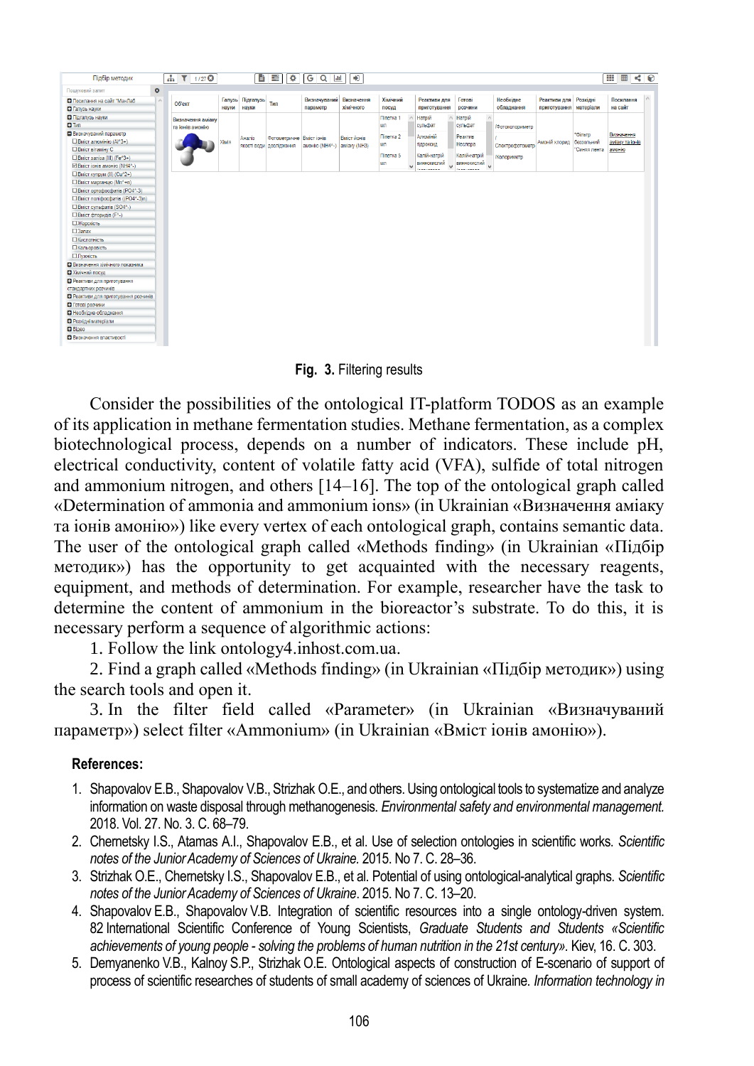**Fig. 3.** Filtering results

Consider the possibilities of the ontological IT-platform TODOS as an example of its application in methane fermentation studies. Methane fermentation, as a complex biotechnological process, depends on a number of indicators. These include pH, electrical conductivity, content of volatile fatty acid (VFA), sulfide of total nitrogen and ammonium nitrogen, and others [14–16]. The top of the ontological graph called «Determination of ammonia and ammonium ions» (in Ukrainian «Визначення аміаку та іонів амонію») like every vertex of each ontological graph, contains semantic data. The user of the ontological graph called «Methods finding» (in Ukrainian «Підбір методик») has the opportunity to get acquainted with the necessary reagents, equipment, and methods of determination. For example, researcher have the task to determine the content of ammonium in the bioreactor's substrate. To do this, it is necessary perform a sequence of algorithmic actions:

1. Follow the link ontology4.inhost.com.ua.
2. Find a graph called «Methods finding» (in Ukrainian «Підбір методик») using the search tools and open it.
3. In the filter field called «Parameter» (in Ukrainian «Визначуваний параметр») select filter «Ammonium» (in Ukrainian «Вміст іонів амонію»).

**References:**

1. Shapovalov E.B., Shapovalov V.B., Strizhak O.E., and others. Using ontological tools to systematize and analyze information on waste disposal through methanogenesis. *Environmental safety and environmental management.* 2018. Vol. 27. No. 3. С. 68–79.
2. Chernetsky I.S., Atamas A.I., Shapovalov E.B., et al. Use of selection ontologies in scientific works. *Scientific notes of the Junior Academy of Sciences of Ukraine.* 2015. No 7. С. 28–36.
3. Strizhak O.E., Chernetsky I.S., Shapovalov E.B., et al. Potential of using ontological-analytical graphs. *Scientific notes of the Junior Academy of Sciences of Ukraine*. 2015. No 7. С. 13–20.
4. Shapovalov E.B., Shapovalov V.B. Integration of scientific resources into a single ontology-driven system. 82 International Scientific Conference of Young Scientists, *Graduate Students and Students «Scientific achievements of young people - solving the problems of human nutrition in the 21st century».* Kiev, 16. С. 303.
5. Demyanenko V.B., Kalnoy S.P., Strizhak O.E. Ontological aspects of construction of E-scenario of support of process of scientific researches of students of small academy of sciences of Ukraine. *Information technology in*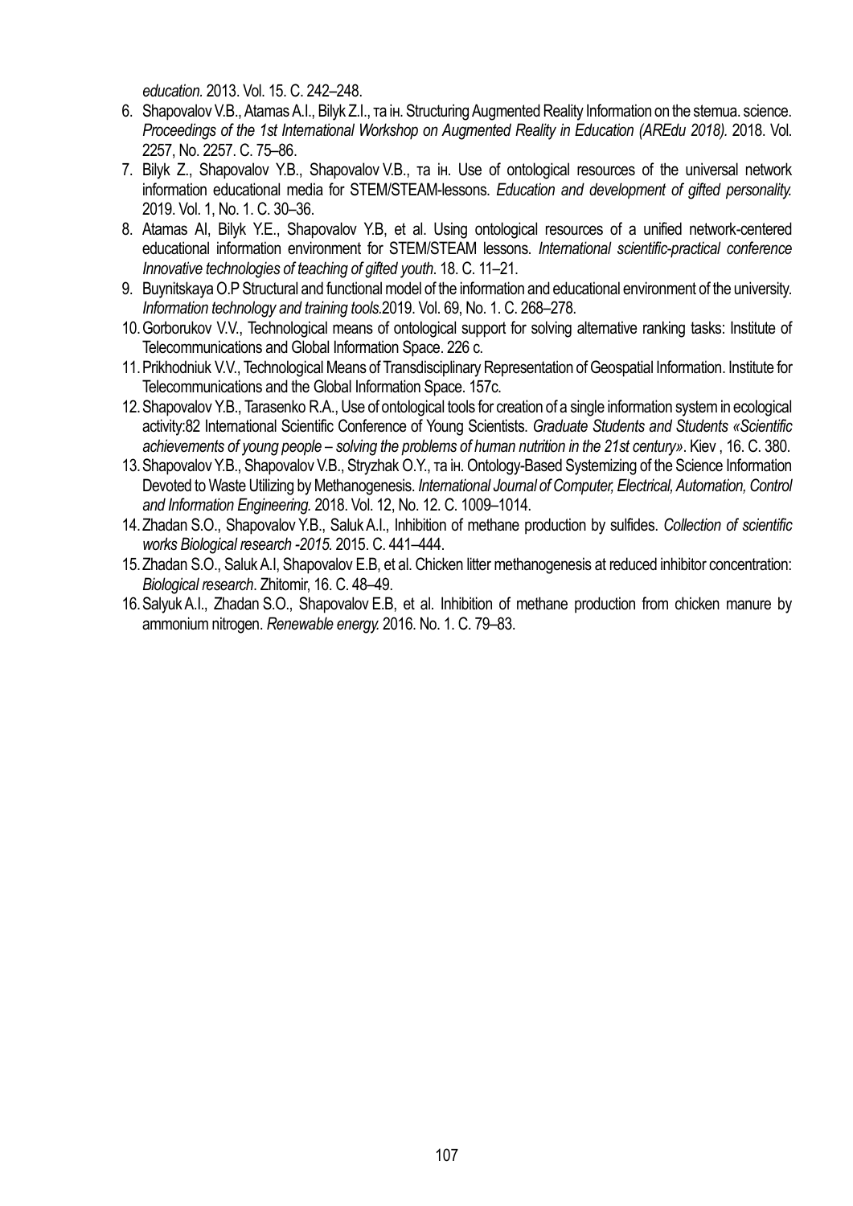*education.* 2013. Vol. 15. C. 242–248.

6. Shapovalov V.B., Atamas A.I., Bilyk Z.I., та ін. Structuring Augmented Reality Information on the stemua. science. *Proceedings of the 1st International Workshop on Augmented Reality in Education (AREdu 2018).* 2018. Vol. 2257, No. 2257. C. 75–86.
7. Bilyk Z., Shapovalov Y.B., Shapovalov V.B., та ін. Use of ontological resources of the universal network information educational media for STEM/STEAM-lessons. *Education and development of gifted personality.* 2019. Vol. 1, No. 1. C. 30–36.
8. Atamas AI, Bilyk Y.E., Shapovalov Y.B, et al. Using ontological resources of a unified network-centered educational information environment for STEM/STEAM lessons. *International scientific-practical conference Innovative technologies of teaching of gifted youth*. 18. C. 11–21.
9. Buynitskaya O.P Structural and functional model of the information and educational environment of the university. *Information technology and training tools.*2019. Vol. 69, No. 1. C. 268–278.
10. Gorborukov V.V., Technological means of ontological support for solving alternative ranking tasks: Institute of Telecommunications and Global Information Space. 226 c.
11. Prikhodniuk V.V., Technological Means of Transdisciplinary Representation of Geospatial Information. Institute for Telecommunications and the Global Information Space. 157c.
12. Shapovalov Y.B., Tarasenko R.A., Use of ontological tools for creation of a single information system in ecological activity:82 International Scientific Conference of Young Scientists. *Graduate Students and Students «Scientific achievements of young people – solving the problems of human nutrition in the 21st century»*. Kiev , 16. C. 380.
13. Shapovalov Y.B., Shapovalov V.B., Stryzhak O.Y., та ін. Ontology-Based Systemizing of the Science Information Devoted to Waste Utilizing by Methanogenesis. *International Journal of Computer, Electrical, Automation, Control and Information Engineering.* 2018. Vol. 12, No. 12. C. 1009–1014.
14. Zhadan S.O., Shapovalov Y.B., Saluk A.I., Inhibition of methane production by sulfides. *Collection of scientific works Biological research -2015.* 2015. C. 441–444.
15. Zhadan S.O., Saluk A.I, Shapovalov E.B, et al. Chicken litter methanogenesis at reduced inhibitor concentration: *Biological research*. Zhitomir, 16. C. 48–49.
16. Salyuk A.I., Zhadan S.O., Shapovalov E.B, et al. Inhibition of methane production from chicken manure by ammonium nitrogen. *Renewable energy.* 2016. No. 1. C. 79–83.